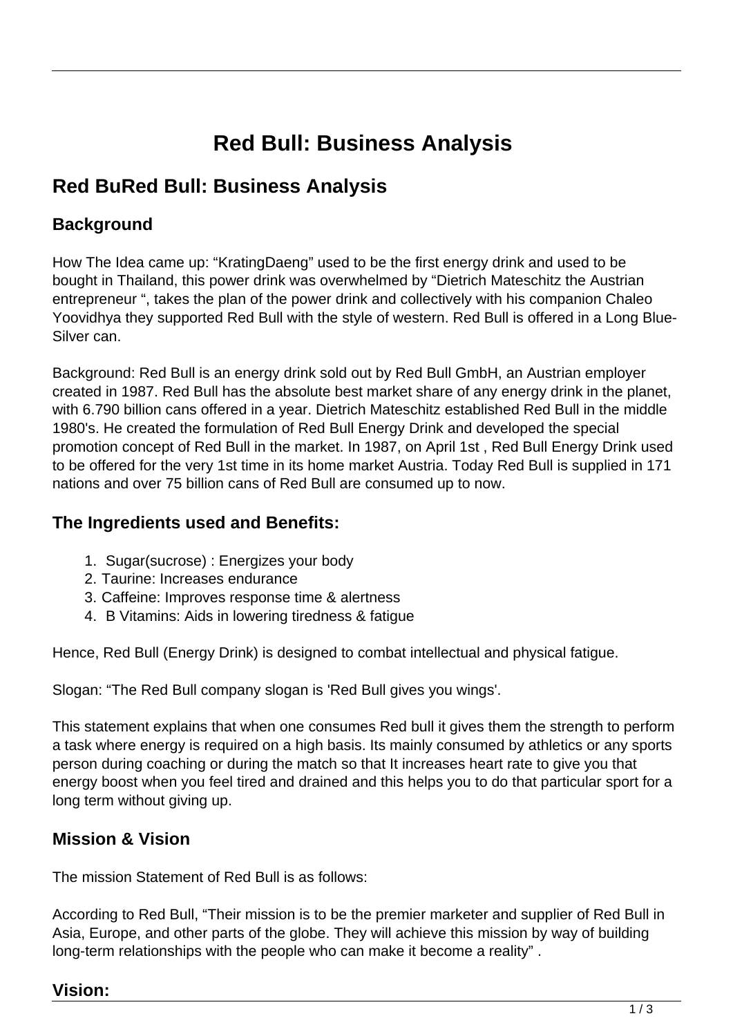# Red Bull: Business Analysis

## Red BuRed Bull: Business Analysis

### Background

How The Idea came up: “KratingDaeng” used to be the first energy drink and used to be bought in Thailand, this power drink was overwhelmed by “Dietrich Mateschitz the Austrian entrepreneur “, takes the plan of the power drink and collectively with his companion Chaleo Yoovidhya they supported Red Bull with the style of western. Red Bull is offered in a Long Blue-Silver can.

Background: Red Bull is an energy drink sold out by Red Bull GmbH, an Austrian employer created in 1987. Red Bull has the absolute best market share of any energy drink in the planet, with 6.790 billion cans offered in a year. Dietrich Mateschitz established Red Bull in the middle 1980's. He created the formulation of Red Bull Energy Drink and developed the special promotion concept of Red Bull in the market. In 1987, on April 1st , Red Bull Energy Drink used to be offered for the very 1st time in its home market Austria. Today Red Bull is supplied in 171 nations and over 75 billion cans of Red Bull are consumed up to now.

### The Ingredients used and Benefits:

1. Sugar(sucrose) : Energizes your body
2. Taurine: Increases endurance
3. Caffeine: Improves response time & alertness
4. B Vitamins: Aids in lowering tiredness & fatigue

Hence, Red Bull (Energy Drink) is designed to combat intellectual and physical fatigue.

Slogan: “The Red Bull company slogan is 'Red Bull gives you wings'.

This statement explains that when one consumes Red bull it gives them the strength to perform a task where energy is required on a high basis. Its mainly consumed by athletics or any sports person during coaching or during the match so that It increases heart rate to give you that energy boost when you feel tired and drained and this helps you to do that particular sport for a long term without giving up.

### Mission & Vision

The mission Statement of Red Bull is as follows:

According to Red Bull, “Their mission is to be the premier marketer and supplier of Red Bull in Asia, Europe, and other parts of the globe. They will achieve this mission by way of building long-term relationships with the people who can make it become a reality” .

### Vision: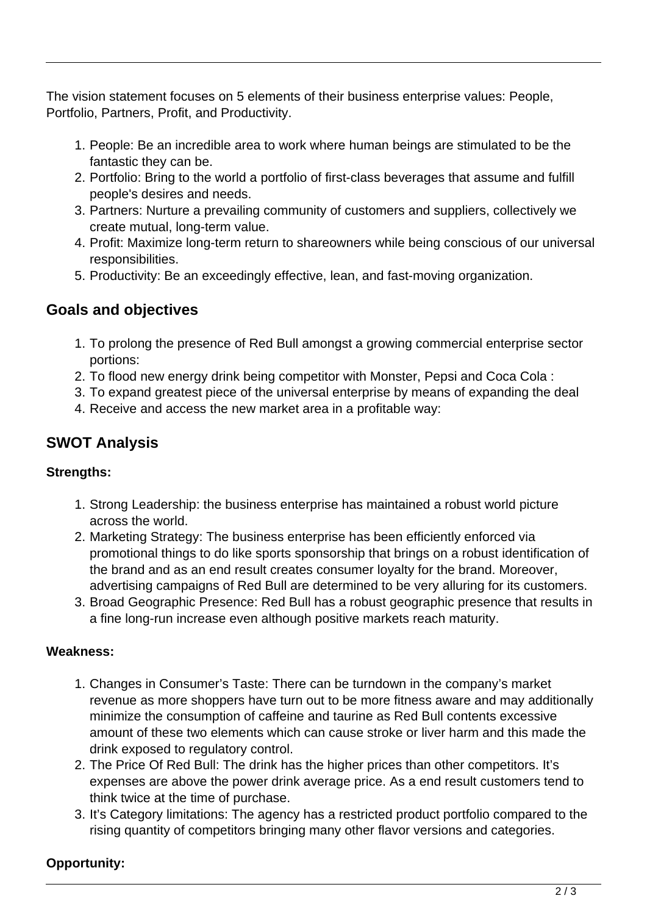The vision statement focuses on 5 elements of their business enterprise values: People, Portfolio, Partners, Profit, and Productivity.

1. People: Be an incredible area to work where human beings are stimulated to be the fantastic they can be.
2. Portfolio: Bring to the world a portfolio of first-class beverages that assume and fulfill people's desires and needs.
3. Partners: Nurture a prevailing community of customers and suppliers, collectively we create mutual, long-term value.
4. Profit: Maximize long-term return to shareowners while being conscious of our universal responsibilities.
5. Productivity: Be an exceedingly effective, lean, and fast-moving organization.

## Goals and objectives

1. To prolong the presence of Red Bull amongst a growing commercial enterprise sector portions:
2. To flood new energy drink being competitor with Monster, Pepsi and Coca Cola :
3. To expand greatest piece of the universal enterprise by means of expanding the deal
4. Receive and access the new market area in a profitable way:

## SWOT Analysis

**Strengths:**

1. Strong Leadership: the business enterprise has maintained a robust world picture across the world.
2. Marketing Strategy: The business enterprise has been efficiently enforced via promotional things to do like sports sponsorship that brings on a robust identification of the brand and as an end result creates consumer loyalty for the brand. Moreover, advertising campaigns of Red Bull are determined to be very alluring for its customers.
3. Broad Geographic Presence: Red Bull has a robust geographic presence that results in a fine long-run increase even although positive markets reach maturity.

**Weakness:**

1. Changes in Consumer's Taste: There can be turndown in the company's market revenue as more shoppers have turn out to be more fitness aware and may additionally minimize the consumption of caffeine and taurine as Red Bull contents excessive amount of these two elements which can cause stroke or liver harm and this made the drink exposed to regulatory control.
2. The Price Of Red Bull: The drink has the higher prices than other competitors. It's expenses are above the power drink average price. As a end result customers tend to think twice at the time of purchase.
3. It's Category limitations: The agency has a restricted product portfolio compared to the rising quantity of competitors bringing many other flavor versions and categories.

**Opportunity:**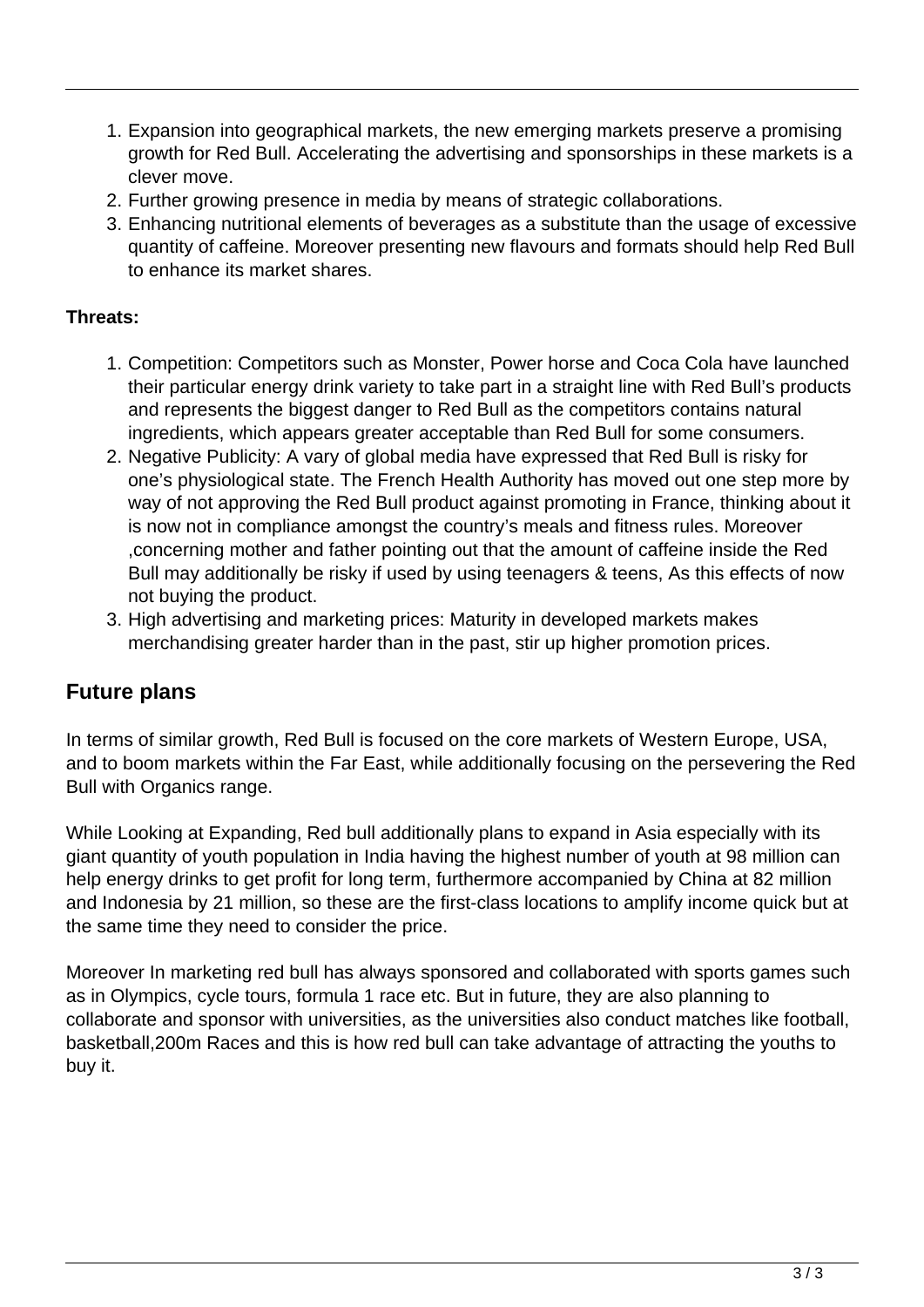1. Expansion into geographical markets, the new emerging markets preserve a promising growth for Red Bull. Accelerating the advertising and sponsorships in these markets is a clever move.
2. Further growing presence in media by means of strategic collaborations.
3. Enhancing nutritional elements of beverages as a substitute than the usage of excessive quantity of caffeine. Moreover presenting new flavours and formats should help Red Bull to enhance its market shares.

**Threats:**

1. Competition: Competitors such as Monster, Power horse and Coca Cola have launched their particular energy drink variety to take part in a straight line with Red Bull's products and represents the biggest danger to Red Bull as the competitors contains natural ingredients, which appears greater acceptable than Red Bull for some consumers.
2. Negative Publicity: A vary of global media have expressed that Red Bull is risky for one's physiological state. The French Health Authority has moved out one step more by way of not approving the Red Bull product against promoting in France, thinking about it is now not in compliance amongst the country's meals and fitness rules. Moreover ,concerning mother and father pointing out that the amount of caffeine inside the Red Bull may additionally be risky if used by using teenagers & teens, As this effects of now not buying the product.
3. High advertising and marketing prices: Maturity in developed markets makes merchandising greater harder than in the past, stir up higher promotion prices.

## Future plans

In terms of similar growth, Red Bull is focused on the core markets of Western Europe, USA, and to boom markets within the Far East, while additionally focusing on the persevering the Red Bull with Organics range.

While Looking at Expanding, Red bull additionally plans to expand in Asia especially with its giant quantity of youth population in India having the highest number of youth at 98 million can help energy drinks to get profit for long term, furthermore accompanied by China at 82 million and Indonesia by 21 million, so these are the first-class locations to amplify income quick but at the same time they need to consider the price.

Moreover In marketing red bull has always sponsored and collaborated with sports games such as in Olympics, cycle tours, formula 1 race etc. But in future, they are also planning to collaborate and sponsor with universities, as the universities also conduct matches like football, basketball,200m Races and this is how red bull can take advantage of attracting the youths to buy it.